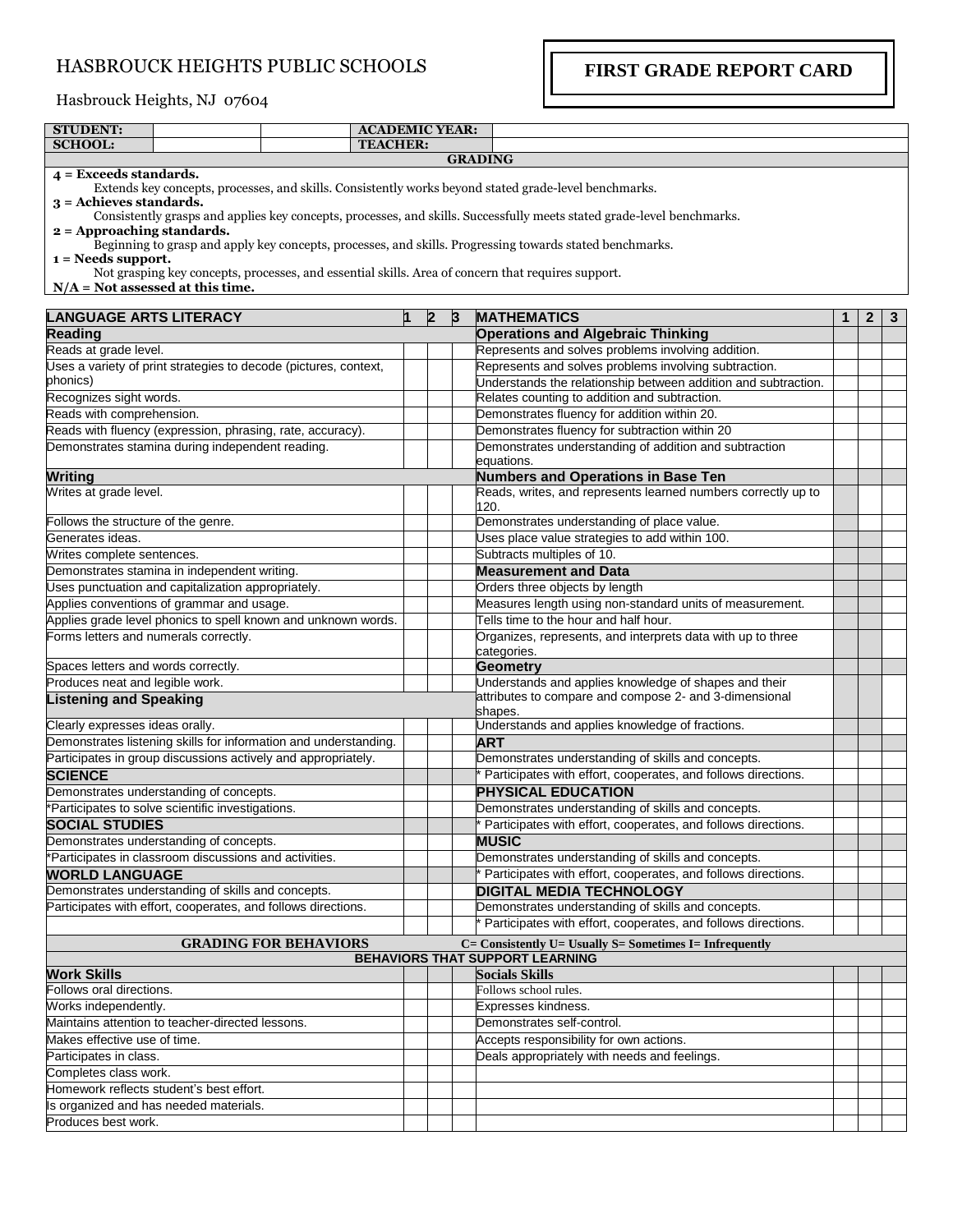# HASBROUCK HEIGHTS PUBLIC SCHOOLS

Hasbrouck Heights, NJ 07604

## FIRST GRADE REPORT CARD

| STUDENT: | | | ACADEMIC YEAR: | |
|---|---|---|---|---|
| SCHOOL: | | | TEACHER: | |

**GRADING**

**4 = Exceeds standards.**
Extends key concepts, processes, and skills. Consistently works beyond stated grade-level benchmarks.

**3 = Achieves standards.**
Consistently grasps and applies key concepts, processes, and skills. Successfully meets stated grade-level benchmarks.

**2 = Approaching standards.**
Beginning to grasp and apply key concepts, processes, and skills. Progressing towards stated benchmarks.

**1 = Needs support.**
Not grasping key concepts, processes, and essential skills. Area of concern that requires support.

**N/A = Not assessed at this time.**

| LANGUAGE ARTS LITERACY | 1 | 2 | 3 | MATHEMATICS | 1 | 2 | 3 |
|---|---|---|---|---|---|---|---|
| **Reading** | | | | **Operations and Algebraic Thinking** | | | |
| Reads at grade level. | | | | Represents and solves problems involving addition. | | | |
| Uses a variety of print strategies to decode (pictures, context, phonics) | | | | Represents and solves problems involving subtraction. | | | |
| | | | | Understands the relationship between addition and subtraction. | | | |
| Recognizes sight words. | | | | Relates counting to addition and subtraction. | | | |
| Reads with comprehension. | | | | Demonstrates fluency for addition within 20. | | | |
| Reads with fluency (expression, phrasing, rate, accuracy). | | | | Demonstrates fluency for subtraction within 20 | | | |
| Demonstrates stamina during independent reading. | | | | Demonstrates understanding of addition and subtraction equations. | | | |
| **Writing** | | | | **Numbers and Operations in Base Ten** | | | |
| Writes at grade level. | | | | Reads, writes, and represents learned numbers correctly up to 120. | | | |
| Follows the structure of the genre. | | | | Demonstrates understanding of place value. | | | |
| Generates ideas. | | | | Uses place value strategies to add within 100. | | | |
| Writes complete sentences. | | | | Subtracts multiples of 10. | | | |
| Demonstrates stamina in independent writing. | | | | **Measurement and Data** | | | |
| Uses punctuation and capitalization appropriately. | | | | Orders three objects by length | | | |
| Applies conventions of grammar and usage. | | | | Measures length using non-standard units of measurement. | | | |
| Applies grade level phonics to spell known and unknown words. | | | | Tells time to the hour and half hour. | | | |
| Forms letters and numerals correctly. | | | | Organizes, represents, and interprets data with up to three categories. | | | |
| Spaces letters and words correctly. | | | | **Geometry** | | | |
| Produces neat and legible work. | | | | Understands and applies knowledge of shapes and their attributes to compare and compose 2- and 3-dimensional shapes. | | | |
| **Listening and Speaking** | | | | | | | |
| Clearly expresses ideas orally. | | | | Understands and applies knowledge of fractions. | | | |
| Demonstrates listening skills for information and understanding. | | | | **ART** | | | |
| Participates in group discussions actively and appropriately. | | | | Demonstrates understanding of skills and concepts. | | | |
| **SCIENCE** | | | | * Participates with effort, cooperates, and follows directions. | | | |
| Demonstrates understanding of concepts. | | | | **PHYSICAL EDUCATION** | | | |
| *Participates to solve scientific investigations. | | | | Demonstrates understanding of skills and concepts. | | | |
| **SOCIAL STUDIES** | | | | * Participates with effort, cooperates, and follows directions. | | | |
| Demonstrates understanding of concepts. | | | | **MUSIC** | | | |
| *Participates in classroom discussions and activities. | | | | Demonstrates understanding of skills and concepts. | | | |
| **WORLD LANGUAGE** | | | | * Participates with effort, cooperates, and follows directions. | | | |
| Demonstrates understanding of skills and concepts. | | | | **DIGITAL MEDIA TECHNOLOGY** | | | |
| Participates with effort, cooperates, and follows directions. | | | | Demonstrates understanding of skills and concepts. | | | |
| | | | | * Participates with effort, cooperates, and follows directions. | | | |

**GRADING FOR BEHAVIORS** — **C= Consistently U= Usually S= Sometimes I= Infrequently**

**BEHAVIORS THAT SUPPORT LEARNING**

| Work Skills | | | | Socials Skills | | | |
|---|---|---|---|---|---|---|---|
| Follows oral directions. | | | | Follows school rules. | | | |
| Works independently. | | | | Expresses kindness. | | | |
| Maintains attention to teacher-directed lessons. | | | | Demonstrates self-control. | | | |
| Makes effective use of time. | | | | Accepts responsibility for own actions. | | | |
| Participates in class. | | | | Deals appropriately with needs and feelings. | | | |
| Completes class work. | | | | | | | |
| Homework reflects student's best effort. | | | | | | | |
| Is organized and has needed materials. | | | | | | | |
| Produces best work. | | | | | | | |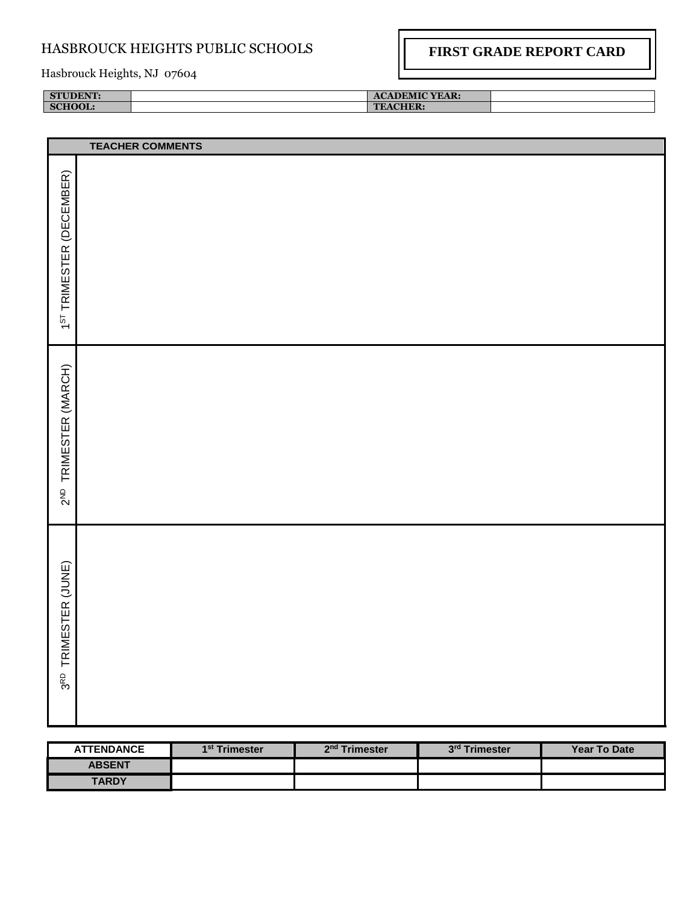HASBROUCK HEIGHTS PUBLIC SCHOOLS

Hasbrouck Heights, NJ 07604

**FIRST GRADE REPORT CARD**

| | | | |
|---|---|---|---|
| **STUDENT:** | | **ACADEMIC YEAR:** | |
| **SCHOOL:** | | **TEACHER:** | |

| TEACHER COMMENTS | |
|---|---|
| 1ST TRIMESTER (DECEMBER) | |
| 2ND TRIMESTER (MARCH) | |
| 3RD TRIMESTER (JUNE) | |

| ATTENDANCE | 1st Trimester | 2nd Trimester | 3rd Trimester | Year To Date |
|---|---|---|---|---|
| ABSENT | | | | |
| TARDY | | | | |